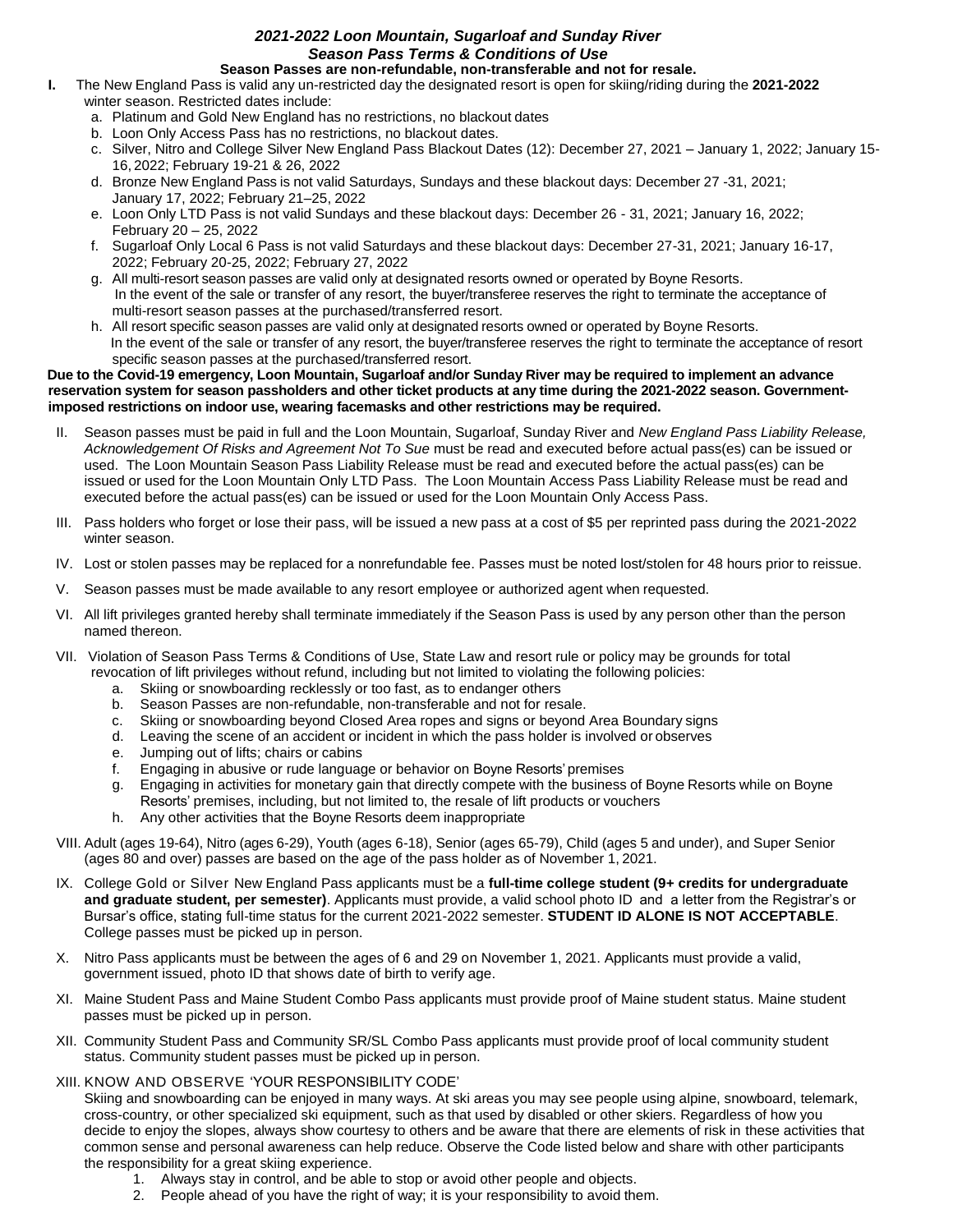# *2021-2022 Loon Mountain, Sugarloaf and Sunday River*
## *Season Pass Terms & Conditions of Use*

**Season Passes are non-refundable, non-transferable and not for resale.**

**I.** The New England Pass is valid any un-restricted day the designated resort is open for skiing/riding during the **2021-2022** winter season. Restricted dates include:

a. Platinum and Gold New England has no restrictions, no blackout dates
b. Loon Only Access Pass has no restrictions, no blackout dates.
c. Silver, Nitro and College Silver New England Pass Blackout Dates (12): December 27, 2021 – January 1, 2022; January 15-16, 2022; February 19-21 & 26, 2022
d. Bronze New England Pass is not valid Saturdays, Sundays and these blackout days: December 27 -31, 2021; January 17, 2022; February 21–25, 2022
e. Loon Only LTD Pass is not valid Sundays and these blackout days: December 26 - 31, 2021; January 16, 2022; February 20 – 25, 2022
f. Sugarloaf Only Local 6 Pass is not valid Saturdays and these blackout days: December 27-31, 2021; January 16-17, 2022; February 20-25, 2022; February 27, 2022
g. All multi-resort season passes are valid only at designated resorts owned or operated by Boyne Resorts. In the event of the sale or transfer of any resort, the buyer/transferee reserves the right to terminate the acceptance of multi-resort season passes at the purchased/transferred resort.
h. All resort specific season passes are valid only at designated resorts owned or operated by Boyne Resorts. In the event of the sale or transfer of any resort, the buyer/transferee reserves the right to terminate the acceptance of resort specific season passes at the purchased/transferred resort.

**Due to the Covid-19 emergency, Loon Mountain, Sugarloaf and/or Sunday River may be required to implement an advance reservation system for season passholders and other ticket products at any time during the 2021-2022 season. Government-imposed restrictions on indoor use, wearing facemasks and other restrictions may be required.**

II. Season passes must be paid in full and the Loon Mountain, Sugarloaf, Sunday River and *New England Pass Liability Release, Acknowledgement Of Risks and Agreement Not To Sue* must be read and executed before actual pass(es) can be issued or used. The Loon Mountain Season Pass Liability Release must be read and executed before the actual pass(es) can be issued or used for the Loon Mountain Only LTD Pass. The Loon Mountain Access Pass Liability Release must be read and executed before the actual pass(es) can be issued or used for the Loon Mountain Only Access Pass.

III. Pass holders who forget or lose their pass, will be issued a new pass at a cost of $5 per reprinted pass during the 2021-2022 winter season.

IV. Lost or stolen passes may be replaced for a nonrefundable fee. Passes must be noted lost/stolen for 48 hours prior to reissue.

V. Season passes must be made available to any resort employee or authorized agent when requested.

VI. All lift privileges granted hereby shall terminate immediately if the Season Pass is used by any person other than the person named thereon.

VII. Violation of Season Pass Terms & Conditions of Use, State Law and resort rule or policy may be grounds for total revocation of lift privileges without refund, including but not limited to violating the following policies:

a. Skiing or snowboarding recklessly or too fast, as to endanger others
b. Season Passes are non-refundable, non-transferable and not for resale.
c. Skiing or snowboarding beyond Closed Area ropes and signs or beyond Area Boundary signs
d. Leaving the scene of an accident or incident in which the pass holder is involved or observes
e. Jumping out of lifts; chairs or cabins
f. Engaging in abusive or rude language or behavior on Boyne Resorts' premises
g. Engaging in activities for monetary gain that directly compete with the business of Boyne Resorts while on Boyne Resorts' premises, including, but not limited to, the resale of lift products or vouchers
h. Any other activities that the Boyne Resorts deem inappropriate

VIII. Adult (ages 19-64), Nitro (ages 6-29), Youth (ages 6-18), Senior (ages 65-79), Child (ages 5 and under), and Super Senior (ages 80 and over) passes are based on the age of the pass holder as of November 1, 2021.

IX. College Gold or Silver New England Pass applicants must be a **full-time college student (9+ credits for undergraduate and graduate student, per semester)**. Applicants must provide, a valid school photo ID and a letter from the Registrar's or Bursar's office, stating full-time status for the current 2021-2022 semester. **STUDENT ID ALONE IS NOT ACCEPTABLE**. College passes must be picked up in person.

X. Nitro Pass applicants must be between the ages of 6 and 29 on November 1, 2021. Applicants must provide a valid, government issued, photo ID that shows date of birth to verify age.

XI. Maine Student Pass and Maine Student Combo Pass applicants must provide proof of Maine student status. Maine student passes must be picked up in person.

XII. Community Student Pass and Community SR/SL Combo Pass applicants must provide proof of local community student status. Community student passes must be picked up in person.

XIII. KNOW AND OBSERVE 'YOUR RESPONSIBILITY CODE'

Skiing and snowboarding can be enjoyed in many ways. At ski areas you may see people using alpine, snowboard, telemark, cross-country, or other specialized ski equipment, such as that used by disabled or other skiers. Regardless of how you decide to enjoy the slopes, always show courtesy to others and be aware that there are elements of risk in these activities that common sense and personal awareness can help reduce. Observe the Code listed below and share with other participants the responsibility for a great skiing experience.

1. Always stay in control, and be able to stop or avoid other people and objects.
2. People ahead of you have the right of way; it is your responsibility to avoid them.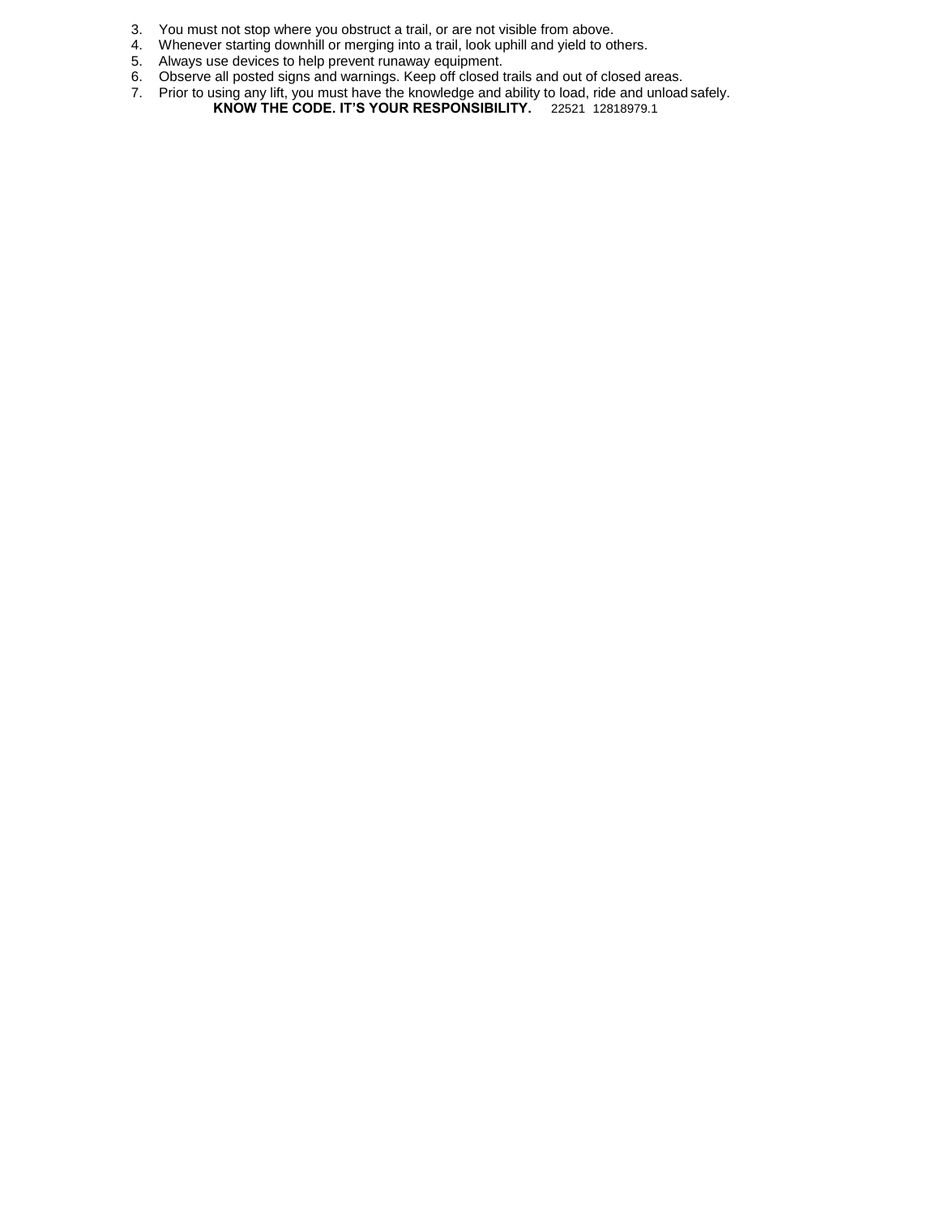3. You must not stop where you obstruct a trail, or are not visible from above.
4. Whenever starting downhill or merging into a trail, look uphill and yield to others.
5. Always use devices to help prevent runaway equipment.
6. Observe all posted signs and warnings. Keep off closed trails and out of closed areas.
7. Prior to using any lift, you must have the knowledge and ability to load, ride and unload safely.

**KNOW THE CODE. IT'S YOUR RESPONSIBILITY.** 22521 12818979.1